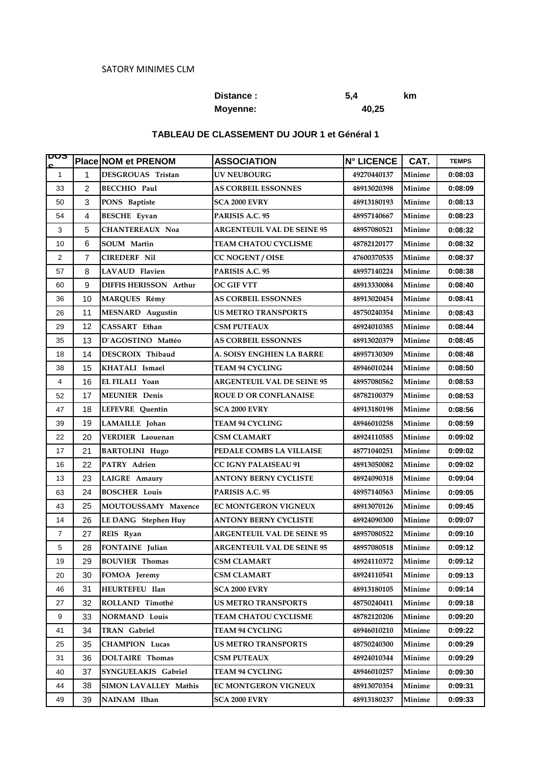SATORY MINIMES CLM

**Distance :** 5,4 km

**Moyenne:** 40,25

### TABLEAU DE CLASSEMENT DU JOUR 1 et Général 1

| DOSS | Place | NOM et PRENOM | ASSOCIATION | N° LICENCE | CAT. | TEMPS |
|---|---|---|---|---|---|---|
| 1 | 1 | DESGROUAS Tristan | UV NEUBOURG | 49270440137 | Minime | 0:08:03 |
| 33 | 2 | BECCHIO Paul | AS CORBEIL ESSONNES | 48913020398 | Minime | 0:08:09 |
| 50 | 3 | PONS Baptiste | SCA 2000 EVRY | 48913180193 | Minime | 0:08:13 |
| 54 | 4 | BESCHE Eyvan | PARISIS A.C. 95 | 48957140667 | Minime | 0:08:23 |
| 3 | 5 | CHANTEREAUX Noa | ARGENTEUIL VAL DE SEINE 95 | 48957080521 | Minime | 0:08:32 |
| 10 | 6 | SOUM Martin | TEAM CHATOU CYCLISME | 48782120177 | Minime | 0:08:32 |
| 2 | 7 | CIREDERF Nil | CC NOGENT / OISE | 47600370535 | Minime | 0:08:37 |
| 57 | 8 | LAVAUD Flavien | PARISIS A.C. 95 | 48957140224 | Minime | 0:08:38 |
| 60 | 9 | DIFFIS HERISSON Arthur | OC GIF VTT | 48913330084 | Minime | 0:08:40 |
| 36 | 10 | MARQUES Rémy | AS CORBEIL ESSONNES | 48913020454 | Minime | 0:08:41 |
| 26 | 11 | MESNARD Augustin | US METRO TRANSPORTS | 48750240354 | Minime | 0:08:43 |
| 29 | 12 | CASSART Ethan | CSM PUTEAUX | 48924010385 | Minime | 0:08:44 |
| 35 | 13 | D`AGOSTINO Mattéo | AS CORBEIL ESSONNES | 48913020379 | Minime | 0:08:45 |
| 18 | 14 | DESCROIX Thibaud | A. SOISY ENGHIEN LA BARRE | 48957130309 | Minime | 0:08:48 |
| 38 | 15 | KHATALI Ismael | TEAM 94 CYCLING | 48946010244 | Minime | 0:08:50 |
| 4 | 16 | EL FILALI Yoan | ARGENTEUIL VAL DE SEINE 95 | 48957080562 | Minime | 0:08:53 |
| 52 | 17 | MEUNIER Denis | ROUE D`OR CONFLANAISE | 48782100379 | Minime | 0:08:53 |
| 47 | 18 | LEFEVRE Quentin | SCA 2000 EVRY | 48913180198 | Minime | 0:08:56 |
| 39 | 19 | LAMAILLE Johan | TEAM 94 CYCLING | 48946010258 | Minime | 0:08:59 |
| 22 | 20 | VERDIER Laouenan | CSM CLAMART | 48924110585 | Minime | 0:09:02 |
| 17 | 21 | BARTOLINI Hugo | PEDALE COMBS LA VILLAISE | 48771040251 | Minime | 0:09:02 |
| 16 | 22 | PATRY Adrien | CC IGNY PALAISEAU 91 | 48913050082 | Minime | 0:09:02 |
| 13 | 23 | LAIGRE Amaury | ANTONY BERNY CYCLISTE | 48924090318 | Minime | 0:09:04 |
| 63 | 24 | BOSCHER Louis | PARISIS A.C. 95 | 48957140563 | Minime | 0:09:05 |
| 43 | 25 | MOUTOUSSAMY Maxence | EC MONTGERON VIGNEUX | 48913070126 | Minime | 0:09:45 |
| 14 | 26 | LE DANG Stephen Huy | ANTONY BERNY CYCLISTE | 48924090300 | Minime | 0:09:07 |
| 7 | 27 | REIS Ryan | ARGENTEUIL VAL DE SEINE 95 | 48957080522 | Minime | 0:09:10 |
| 5 | 28 | FONTAINE Julian | ARGENTEUIL VAL DE SEINE 95 | 48957080518 | Minime | 0:09:12 |
| 19 | 29 | BOUVIER Thomas | CSM CLAMART | 48924110372 | Minime | 0:09:12 |
| 20 | 30 | FOMOA Jeremy | CSM CLAMART | 48924110541 | Minime | 0:09:13 |
| 46 | 31 | HEURTEFEU Ilan | SCA 2000 EVRY | 48913180105 | Minime | 0:09:14 |
| 27 | 32 | ROLLAND Timothé | US METRO TRANSPORTS | 48750240411 | Minime | 0:09:18 |
| 9 | 33 | NORMAND Louis | TEAM CHATOU CYCLISME | 48782120206 | Minime | 0:09:20 |
| 41 | 34 | TRAN Gabriel | TEAM 94 CYCLING | 48946010210 | Minime | 0:09:22 |
| 25 | 35 | CHAMPION Lucas | US METRO TRANSPORTS | 48750240300 | Minime | 0:09:29 |
| 31 | 36 | DOLTAIRE Thomas | CSM PUTEAUX | 48924010344 | Minime | 0:09:29 |
| 40 | 37 | SYNGUELAKIS Gabriel | TEAM 94 CYCLING | 48946010257 | Minime | 0:09:30 |
| 44 | 38 | SIMON LAVALLEY Mathis | EC MONTGERON VIGNEUX | 48913070354 | Minime | 0:09:31 |
| 49 | 39 | NAINAM Ilhan | SCA 2000 EVRY | 48913180237 | Minime | 0:09:33 |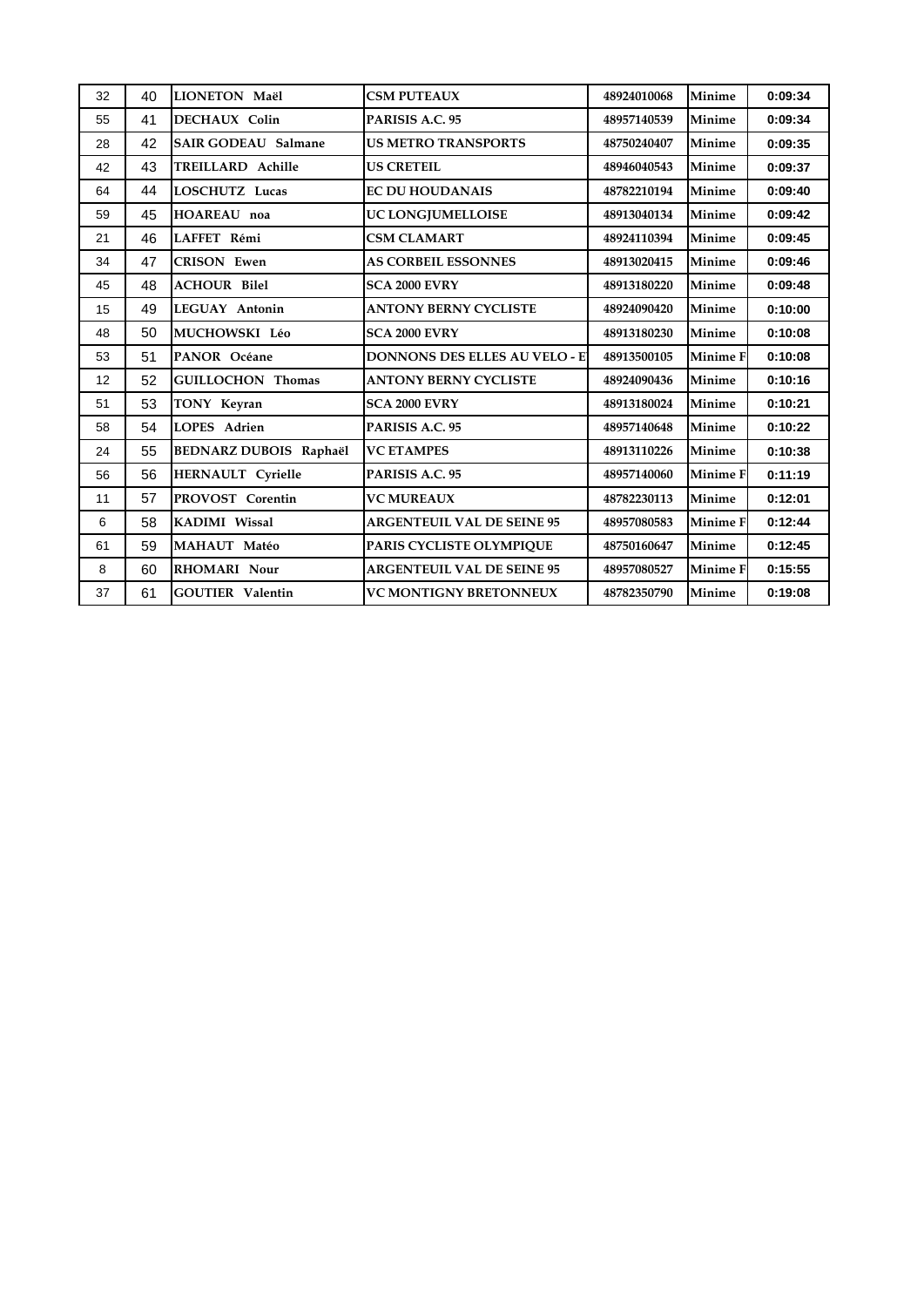| | | | | | | |
|---|---|---|---|---|---|---|
| 32 | 40 | **LIONETON Maël** | **CSM PUTEAUX** | **48924010068** | **Minime** | **0:09:34** |
| 55 | 41 | **DECHAUX Colin** | **PARISIS A.C. 95** | **48957140539** | **Minime** | **0:09:34** |
| 28 | 42 | **SAIR GODEAU Salmane** | **US METRO TRANSPORTS** | **48750240407** | **Minime** | **0:09:35** |
| 42 | 43 | **TREILLARD Achille** | **US CRETEIL** | **48946040543** | **Minime** | **0:09:37** |
| 64 | 44 | **LOSCHUTZ Lucas** | **EC DU HOUDANAIS** | **48782210194** | **Minime** | **0:09:40** |
| 59 | 45 | **HOAREAU noa** | **UC LONGJUMELLOISE** | **48913040134** | **Minime** | **0:09:42** |
| 21 | 46 | **LAFFET Rémi** | **CSM CLAMART** | **48924110394** | **Minime** | **0:09:45** |
| 34 | 47 | **CRISON Ewen** | **AS CORBEIL ESSONNES** | **48913020415** | **Minime** | **0:09:46** |
| 45 | 48 | **ACHOUR Bilel** | **SCA 2000 EVRY** | **48913180220** | **Minime** | **0:09:48** |
| 15 | 49 | **LEGUAY Antonin** | **ANTONY BERNY CYCLISTE** | **48924090420** | **Minime** | **0:10:00** |
| 48 | 50 | **MUCHOWSKI Léo** | **SCA 2000 EVRY** | **48913180230** | **Minime** | **0:10:08** |
| 53 | 51 | **PANOR Océane** | **DONNONS DES ELLES AU VELO - E** | **48913500105** | **Minime F** | **0:10:08** |
| 12 | 52 | **GUILLOCHON Thomas** | **ANTONY BERNY CYCLISTE** | **48924090436** | **Minime** | **0:10:16** |
| 51 | 53 | **TONY Keyran** | **SCA 2000 EVRY** | **48913180024** | **Minime** | **0:10:21** |
| 58 | 54 | **LOPES Adrien** | **PARISIS A.C. 95** | **48957140648** | **Minime** | **0:10:22** |
| 24 | 55 | **BEDNARZ DUBOIS Raphaël** | **VC ETAMPES** | **48913110226** | **Minime** | **0:10:38** |
| 56 | 56 | **HERNAULT Cyrielle** | **PARISIS A.C. 95** | **48957140060** | **Minime F** | **0:11:19** |
| 11 | 57 | **PROVOST Corentin** | **VC MUREAUX** | **48782230113** | **Minime** | **0:12:01** |
| 6 | 58 | **KADIMI Wissal** | **ARGENTEUIL VAL DE SEINE 95** | **48957080583** | **Minime F** | **0:12:44** |
| 61 | 59 | **MAHAUT Matéo** | **PARIS CYCLISTE OLYMPIQUE** | **48750160647** | **Minime** | **0:12:45** |
| 8 | 60 | **RHOMARI Nour** | **ARGENTEUIL VAL DE SEINE 95** | **48957080527** | **Minime F** | **0:15:55** |
| 37 | 61 | **GOUTIER Valentin** | **VC MONTIGNY BRETONNEUX** | **48782350790** | **Minime** | **0:19:08** |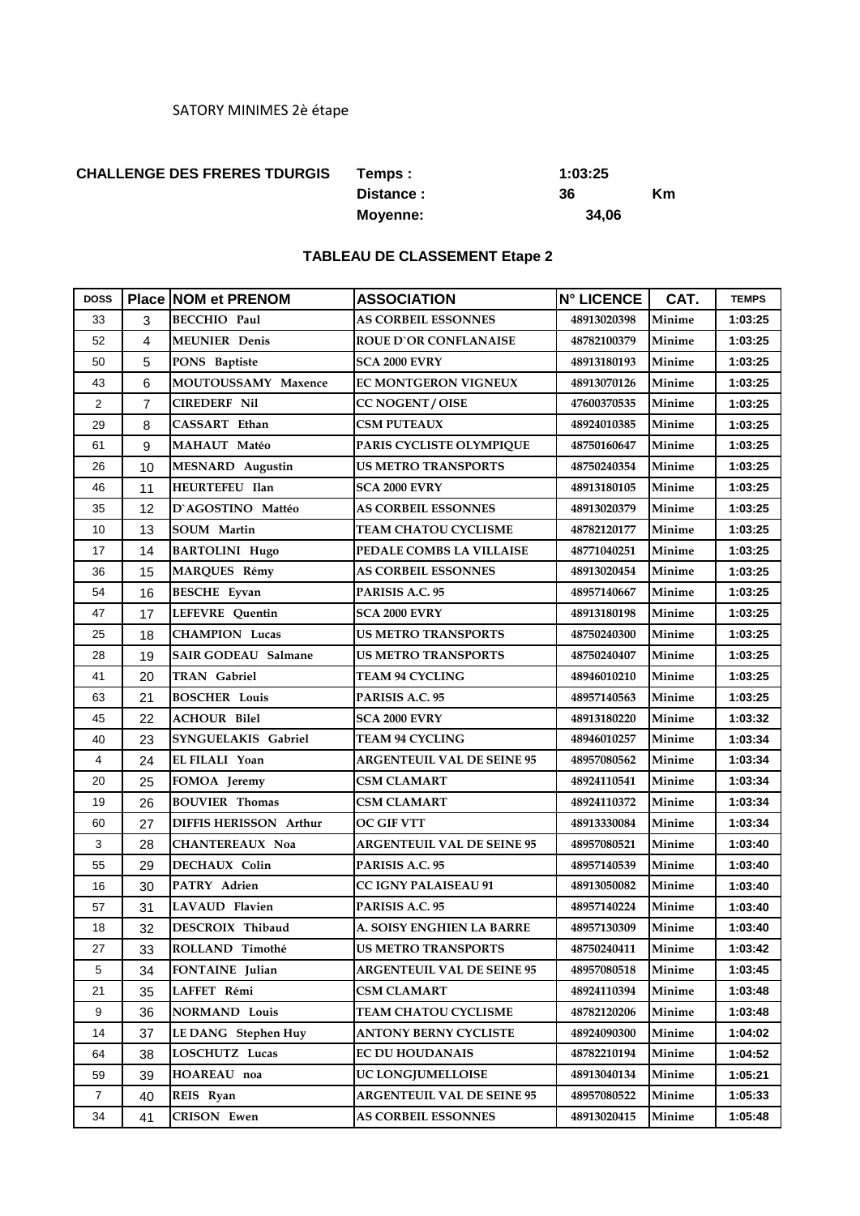SATORY MINIMES 2è étape

**CHALLENGE DES FRERES TDURGIS**

| | | |
|---|---|---|
| **Temps :** | **1:03:25** | |
| **Distance :** | **36** | **Km** |
| **Moyenne:** | **34,06** | |

### TABLEAU DE CLASSEMENT Etape 2

| DOSS | Place | NOM et PRENOM | ASSOCIATION | N° LICENCE | CAT. | TEMPS |
|---|---|---|---|---|---|---|
| 33 | 3 | BECCHIO Paul | AS CORBEIL ESSONNES | 48913020398 | Minime | 1:03:25 |
| 52 | 4 | MEUNIER Denis | ROUE D`OR CONFLANAISE | 48782100379 | Minime | 1:03:25 |
| 50 | 5 | PONS Baptiste | SCA 2000 EVRY | 48913180193 | Minime | 1:03:25 |
| 43 | 6 | MOUTOUSSAMY Maxence | EC MONTGERON VIGNEUX | 48913070126 | Minime | 1:03:25 |
| 2 | 7 | CIREDERF Nil | CC NOGENT / OISE | 47600370535 | Minime | 1:03:25 |
| 29 | 8 | CASSART Ethan | CSM PUTEAUX | 48924010385 | Minime | 1:03:25 |
| 61 | 9 | MAHAUT Matéo | PARIS CYCLISTE OLYMPIQUE | 48750160647 | Minime | 1:03:25 |
| 26 | 10 | MESNARD Augustin | US METRO TRANSPORTS | 48750240354 | Minime | 1:03:25 |
| 46 | 11 | HEURTEFEU Ilan | SCA 2000 EVRY | 48913180105 | Minime | 1:03:25 |
| 35 | 12 | D`AGOSTINO Mattéo | AS CORBEIL ESSONNES | 48913020379 | Minime | 1:03:25 |
| 10 | 13 | SOUM Martin | TEAM CHATOU CYCLISME | 48782120177 | Minime | 1:03:25 |
| 17 | 14 | BARTOLINI Hugo | PEDALE COMBS LA VILLAISE | 48771040251 | Minime | 1:03:25 |
| 36 | 15 | MARQUES Rémy | AS CORBEIL ESSONNES | 48913020454 | Minime | 1:03:25 |
| 54 | 16 | BESCHE Eyvan | PARISIS A.C. 95 | 48957140667 | Minime | 1:03:25 |
| 47 | 17 | LEFEVRE Quentin | SCA 2000 EVRY | 48913180198 | Minime | 1:03:25 |
| 25 | 18 | CHAMPION Lucas | US METRO TRANSPORTS | 48750240300 | Minime | 1:03:25 |
| 28 | 19 | SAIR GODEAU Salmane | US METRO TRANSPORTS | 48750240407 | Minime | 1:03:25 |
| 41 | 20 | TRAN Gabriel | TEAM 94 CYCLING | 48946010210 | Minime | 1:03:25 |
| 63 | 21 | BOSCHER Louis | PARISIS A.C. 95 | 48957140563 | Minime | 1:03:25 |
| 45 | 22 | ACHOUR Bilel | SCA 2000 EVRY | 48913180220 | Minime | 1:03:32 |
| 40 | 23 | SYNGUELAKIS Gabriel | TEAM 94 CYCLING | 48946010257 | Minime | 1:03:34 |
| 4 | 24 | EL FILALI Yoan | ARGENTEUIL VAL DE SEINE 95 | 48957080562 | Minime | 1:03:34 |
| 20 | 25 | FOMOA Jeremy | CSM CLAMART | 48924110541 | Minime | 1:03:34 |
| 19 | 26 | BOUVIER Thomas | CSM CLAMART | 48924110372 | Minime | 1:03:34 |
| 60 | 27 | DIFFIS HERISSON Arthur | OC GIF VTT | 48913330084 | Minime | 1:03:34 |
| 3 | 28 | CHANTEREAUX Noa | ARGENTEUIL VAL DE SEINE 95 | 48957080521 | Minime | 1:03:40 |
| 55 | 29 | DECHAUX Colin | PARISIS A.C. 95 | 48957140539 | Minime | 1:03:40 |
| 16 | 30 | PATRY Adrien | CC IGNY PALAISEAU 91 | 48913050082 | Minime | 1:03:40 |
| 57 | 31 | LAVAUD Flavien | PARISIS A.C. 95 | 48957140224 | Minime | 1:03:40 |
| 18 | 32 | DESCROIX Thibaud | A. SOISY ENGHIEN LA BARRE | 48957130309 | Minime | 1:03:40 |
| 27 | 33 | ROLLAND Timothé | US METRO TRANSPORTS | 48750240411 | Minime | 1:03:42 |
| 5 | 34 | FONTAINE Julian | ARGENTEUIL VAL DE SEINE 95 | 48957080518 | Minime | 1:03:45 |
| 21 | 35 | LAFFET Rémi | CSM CLAMART | 48924110394 | Minime | 1:03:48 |
| 9 | 36 | NORMAND Louis | TEAM CHATOU CYCLISME | 48782120206 | Minime | 1:03:48 |
| 14 | 37 | LE DANG Stephen Huy | ANTONY BERNY CYCLISTE | 48924090300 | Minime | 1:04:02 |
| 64 | 38 | LOSCHUTZ Lucas | EC DU HOUDANAIS | 48782210194 | Minime | 1:04:52 |
| 59 | 39 | HOAREAU noa | UC LONGJUMELLOISE | 48913040134 | Minime | 1:05:21 |
| 7 | 40 | REIS Ryan | ARGENTEUIL VAL DE SEINE 95 | 48957080522 | Minime | 1:05:33 |
| 34 | 41 | CRISON Ewen | AS CORBEIL ESSONNES | 48913020415 | Minime | 1:05:48 |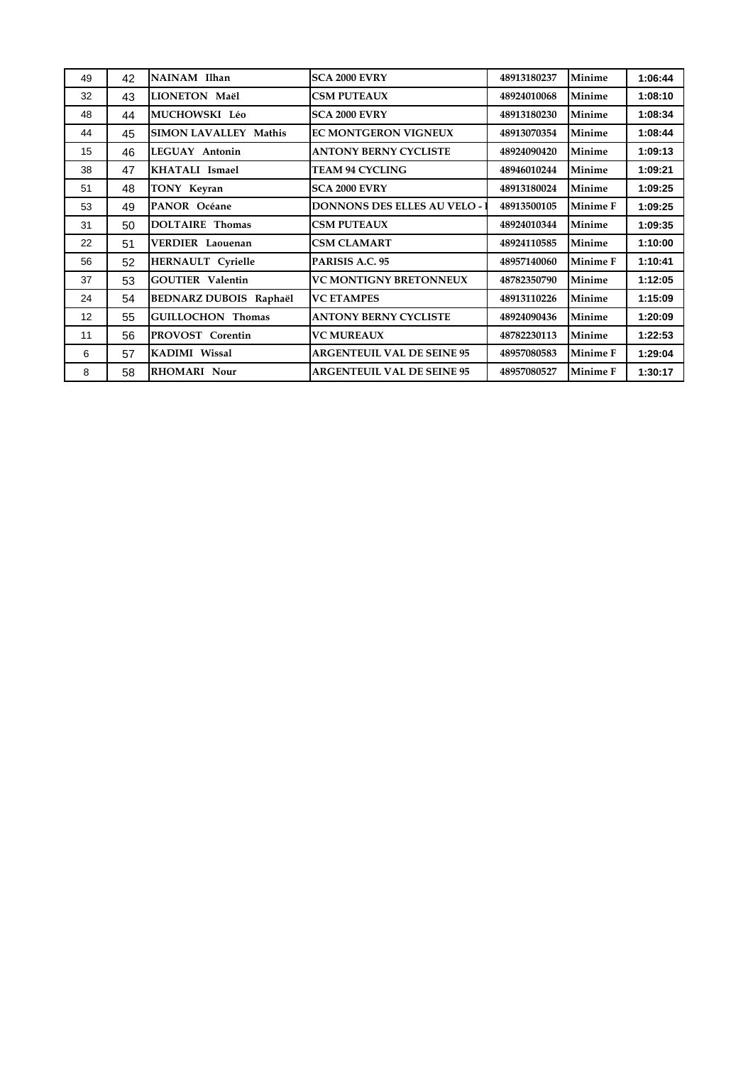| 49 | 42 | **NAINAM Ilhan** | **SCA 2000 EVRY** | **48913180237** | **Minime** | **1:06:44** |
|---|---|---|---|---|---|---|
| 32 | 43 | **LIONETON Maël** | **CSM PUTEAUX** | **48924010068** | **Minime** | **1:08:10** |
| 48 | 44 | **MUCHOWSKI Léo** | **SCA 2000 EVRY** | **48913180230** | **Minime** | **1:08:34** |
| 44 | 45 | **SIMON LAVALLEY Mathis** | **EC MONTGERON VIGNEUX** | **48913070354** | **Minime** | **1:08:44** |
| 15 | 46 | **LEGUAY Antonin** | **ANTONY BERNY CYCLISTE** | **48924090420** | **Minime** | **1:09:13** |
| 38 | 47 | **KHATALI Ismael** | **TEAM 94 CYCLING** | **48946010244** | **Minime** | **1:09:21** |
| 51 | 48 | **TONY Keyran** | **SCA 2000 EVRY** | **48913180024** | **Minime** | **1:09:25** |
| 53 | 49 | **PANOR Océane** | **DONNONS DES ELLES AU VELO - I** | **48913500105** | **Minime F** | **1:09:25** |
| 31 | 50 | **DOLTAIRE Thomas** | **CSM PUTEAUX** | **48924010344** | **Minime** | **1:09:35** |
| 22 | 51 | **VERDIER Laouenan** | **CSM CLAMART** | **48924110585** | **Minime** | **1:10:00** |
| 56 | 52 | **HERNAULT Cyrielle** | **PARISIS A.C. 95** | **48957140060** | **Minime F** | **1:10:41** |
| 37 | 53 | **GOUTIER Valentin** | **VC MONTIGNY BRETONNEUX** | **48782350790** | **Minime** | **1:12:05** |
| 24 | 54 | **BEDNARZ DUBOIS Raphaël** | **VC ETAMPES** | **48913110226** | **Minime** | **1:15:09** |
| 12 | 55 | **GUILLOCHON Thomas** | **ANTONY BERNY CYCLISTE** | **48924090436** | **Minime** | **1:20:09** |
| 11 | 56 | **PROVOST Corentin** | **VC MUREAUX** | **48782230113** | **Minime** | **1:22:53** |
| 6 | 57 | **KADIMI Wissal** | **ARGENTEUIL VAL DE SEINE 95** | **48957080583** | **Minime F** | **1:29:04** |
| 8 | 58 | **RHOMARI Nour** | **ARGENTEUIL VAL DE SEINE 95** | **48957080527** | **Minime F** | **1:30:17** |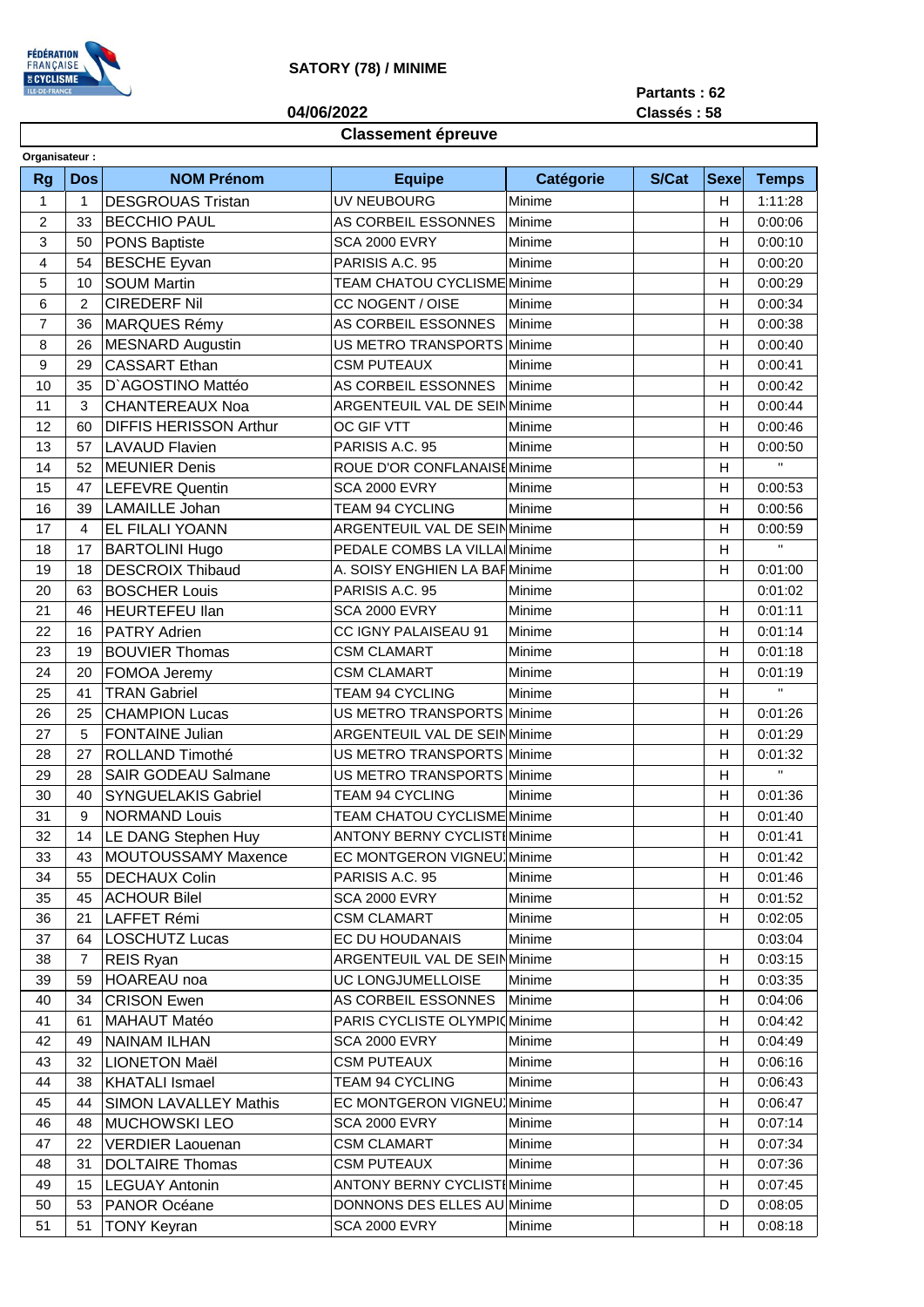**SATORY (78) / MINIME**

**Partants : 62**
**Classés : 58**

**04/06/2022**

## Classement épreuve

**Organisateur :**

| Rg | Dos | NOM Prénom | Equipe | Catégorie | S/Cat | Sexe | Temps |
|---|---|---|---|---|---|---|---|
| 1 | 1 | DESGROUAS Tristan | UV NEUBOURG | Minime | | H | 1:11:28 |
| 2 | 33 | BECCHIO PAUL | AS CORBEIL ESSONNES | Minime | | H | 0:00:06 |
| 3 | 50 | PONS Baptiste | SCA 2000 EVRY | Minime | | H | 0:00:10 |
| 4 | 54 | BESCHE Eyvan | PARISIS A.C. 95 | Minime | | H | 0:00:20 |
| 5 | 10 | SOUM Martin | TEAM CHATOU CYCLISME | Minime | | H | 0:00:29 |
| 6 | 2 | CIREDERF Nil | CC NOGENT / OISE | Minime | | H | 0:00:34 |
| 7 | 36 | MARQUES Rémy | AS CORBEIL ESSONNES | Minime | | H | 0:00:38 |
| 8 | 26 | MESNARD Augustin | US METRO TRANSPORTS | Minime | | H | 0:00:40 |
| 9 | 29 | CASSART Ethan | CSM PUTEAUX | Minime | | H | 0:00:41 |
| 10 | 35 | D`AGOSTINO Mattéo | AS CORBEIL ESSONNES | Minime | | H | 0:00:42 |
| 11 | 3 | CHANTEREAUX Noa | ARGENTEUIL VAL DE SEIN | Minime | | H | 0:00:44 |
| 12 | 60 | DIFFIS HERISSON Arthur | OC GIF VTT | Minime | | H | 0:00:46 |
| 13 | 57 | LAVAUD Flavien | PARISIS A.C. 95 | Minime | | H | 0:00:50 |
| 14 | 52 | MEUNIER Denis | ROUE D'OR CONFLANAISE | Minime | | H | " |
| 15 | 47 | LEFEVRE Quentin | SCA 2000 EVRY | Minime | | H | 0:00:53 |
| 16 | 39 | LAMAILLE Johan | TEAM 94 CYCLING | Minime | | H | 0:00:56 |
| 17 | 4 | EL FILALI YOANN | ARGENTEUIL VAL DE SEIN | Minime | | H | 0:00:59 |
| 18 | 17 | BARTOLINI Hugo | PEDALE COMBS LA VILLA | Minime | | H | " |
| 19 | 18 | DESCROIX Thibaud | A. SOISY ENGHIEN LA BAR | Minime | | H | 0:01:00 |
| 20 | 63 | BOSCHER Louis | PARISIS A.C. 95 | Minime | | | 0:01:02 |
| 21 | 46 | HEURTEFEU Ilan | SCA 2000 EVRY | Minime | | H | 0:01:11 |
| 22 | 16 | PATRY Adrien | CC IGNY PALAISEAU 91 | Minime | | H | 0:01:14 |
| 23 | 19 | BOUVIER Thomas | CSM CLAMART | Minime | | H | 0:01:18 |
| 24 | 20 | FOMOA Jeremy | CSM CLAMART | Minime | | H | 0:01:19 |
| 25 | 41 | TRAN Gabriel | TEAM 94 CYCLING | Minime | | H | " |
| 26 | 25 | CHAMPION Lucas | US METRO TRANSPORTS | Minime | | H | 0:01:26 |
| 27 | 5 | FONTAINE Julian | ARGENTEUIL VAL DE SEIN | Minime | | H | 0:01:29 |
| 28 | 27 | ROLLAND Timothé | US METRO TRANSPORTS | Minime | | H | 0:01:32 |
| 29 | 28 | SAIR GODEAU Salmane | US METRO TRANSPORTS | Minime | | H | " |
| 30 | 40 | SYNGUELAKIS Gabriel | TEAM 94 CYCLING | Minime | | H | 0:01:36 |
| 31 | 9 | NORMAND Louis | TEAM CHATOU CYCLISME | Minime | | H | 0:01:40 |
| 32 | 14 | LE DANG Stephen Huy | ANTONY BERNY CYCLISTE | Minime | | H | 0:01:41 |
| 33 | 43 | MOUTOUSSAMY Maxence | EC MONTGERON VIGNEUX | Minime | | H | 0:01:42 |
| 34 | 55 | DECHAUX Colin | PARISIS A.C. 95 | Minime | | H | 0:01:46 |
| 35 | 45 | ACHOUR Bilel | SCA 2000 EVRY | Minime | | H | 0:01:52 |
| 36 | 21 | LAFFET Rémi | CSM CLAMART | Minime | | H | 0:02:05 |
| 37 | 64 | LOSCHUTZ Lucas | EC DU HOUDANAIS | Minime | | | 0:03:04 |
| 38 | 7 | REIS Ryan | ARGENTEUIL VAL DE SEIN | Minime | | H | 0:03:15 |
| 39 | 59 | HOAREAU noa | UC LONGJUMELLOISE | Minime | | H | 0:03:35 |
| 40 | 34 | CRISON Ewen | AS CORBEIL ESSONNES | Minime | | H | 0:04:06 |
| 41 | 61 | MAHAUT Matéo | PARIS CYCLISTE OLYMPIC | Minime | | H | 0:04:42 |
| 42 | 49 | NAINAM ILHAN | SCA 2000 EVRY | Minime | | H | 0:04:49 |
| 43 | 32 | LIONETON Maël | CSM PUTEAUX | Minime | | H | 0:06:16 |
| 44 | 38 | KHATALI Ismael | TEAM 94 CYCLING | Minime | | H | 0:06:43 |
| 45 | 44 | SIMON LAVALLEY Mathis | EC MONTGERON VIGNEUX | Minime | | H | 0:06:47 |
| 46 | 48 | MUCHOWSKI LEO | SCA 2000 EVRY | Minime | | H | 0:07:14 |
| 47 | 22 | VERDIER Laouenan | CSM CLAMART | Minime | | H | 0:07:34 |
| 48 | 31 | DOLTAIRE Thomas | CSM PUTEAUX | Minime | | H | 0:07:36 |
| 49 | 15 | LEGUAY Antonin | ANTONY BERNY CYCLISTE | Minime | | H | 0:07:45 |
| 50 | 53 | PANOR Océane | DONNONS DES ELLES AU | Minime | | D | 0:08:05 |
| 51 | 51 | TONY Keyran | SCA 2000 EVRY | Minime | | H | 0:08:18 |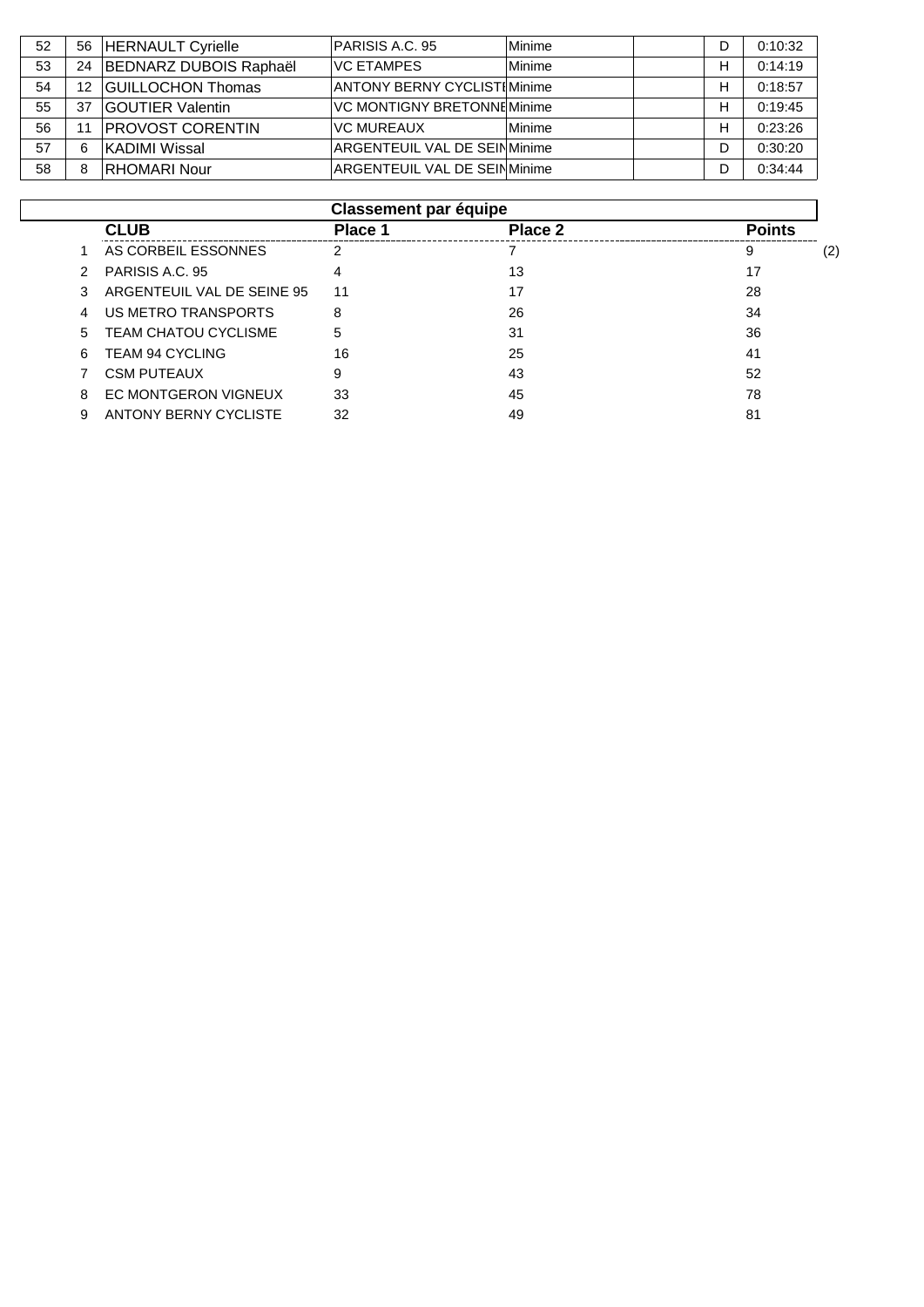| | | | | | | | |
|---|---|---|---|---|---|---|---|
| 52 | 56 | HERNAULT Cyrielle | PARISIS A.C. 95 | Minime | | D | 0:10:32 |
| 53 | 24 | BEDNARZ DUBOIS Raphaël | VC ETAMPES | Minime | | H | 0:14:19 |
| 54 | 12 | GUILLOCHON Thomas | ANTONY BERNY CYCLISTI | Minime | | H | 0:18:57 |
| 55 | 37 | GOUTIER Valentin | VC MONTIGNY BRETONNE | Minime | | H | 0:19:45 |
| 56 | 11 | PROVOST CORENTIN | VC MUREAUX | Minime | | H | 0:23:26 |
| 57 | 6 | KADIMI Wissal | ARGENTEUIL VAL DE SEIN | Minime | | D | 0:30:20 |
| 58 | 8 | RHOMARI Nour | ARGENTEUIL VAL DE SEIN | Minime | | D | 0:34:44 |

## Classement par équipe

| | CLUB | Place 1 | Place 2 | Points | |
|---|---|---|---|---|---|
| 1 | AS CORBEIL ESSONNES | 2 | 7 | 9 | (2) |
| 2 | PARISIS A.C. 95 | 4 | 13 | 17 | |
| 3 | ARGENTEUIL VAL DE SEINE 95 | 11 | 17 | 28 | |
| 4 | US METRO TRANSPORTS | 8 | 26 | 34 | |
| 5 | TEAM CHATOU CYCLISME | 5 | 31 | 36 | |
| 6 | TEAM 94 CYCLING | 16 | 25 | 41 | |
| 7 | CSM PUTEAUX | 9 | 43 | 52 | |
| 8 | EC MONTGERON VIGNEUX | 33 | 45 | 78 | |
| 9 | ANTONY BERNY CYCLISTE | 32 | 49 | 81 | |